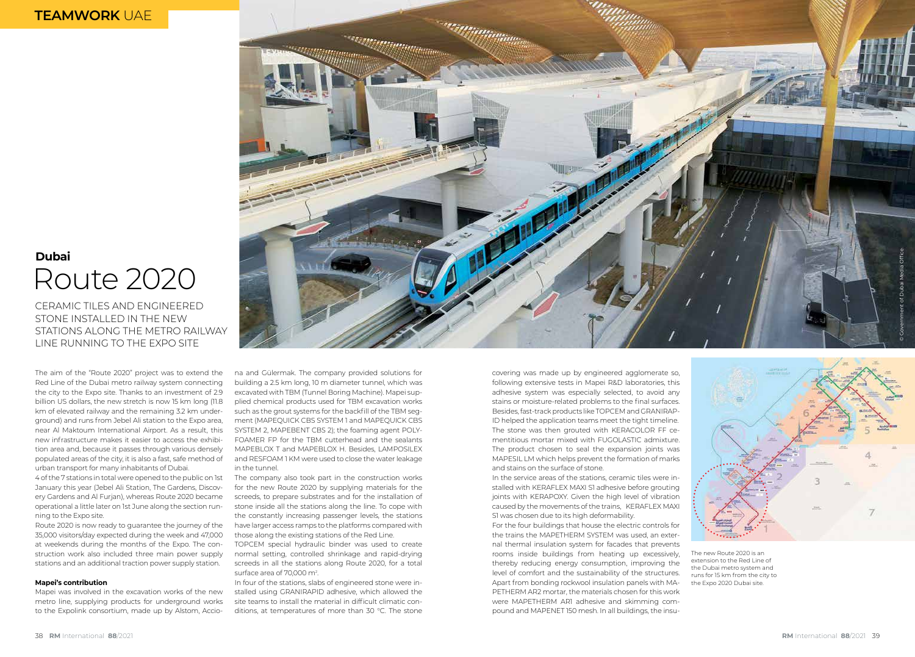## Dubai

# Route 2020

CERAMIC TILES AND ENGINEERED STONE INSTALLED IN THE NEW STATIONS ALONG THE METRO RAILWAY LINE RUNNING TO THE EXPO SITE

The aim of the "Route 2020" project was to extend the Red Line of the Dubai metro railway system connecting the city to the Expo site. Thanks to an investment of 2.9 billion US dollars, the new stretch is now 15 km long (11.8 km of elevated railway and the remaining 3.2 km underground) and runs from Jebel Ali station to the Expo area, near Al Maktoum International Airport. As a result, this new infrastructure makes it easier to access the exhibition area and, because it passes through various densely populated areas of the city, it is also a fast, safe method of urban transport for many inhabitants of Dubai.

4 of the 7 stations in total were opened to the public on 1st January this year (Jebel Ali Station, The Gardens, Discovery Gardens and Al Furjan), whereas Route 2020 became operational a little later on 1st June along the section running to the Expo site.

Route 2020 is now ready to guarantee the journey of the 35,000 visitors/day expected during the week and 47,000 at weekends during the months of the Expo. The construction work also included three main power supply stations and an additional traction power supply station.

### Mapei's contribution

Mapei was involved in the excavation works of the new metro line, supplying products for underground works to the Expolink consortium, made up by Alstom, Acciona and Gülermak. The company provided solutions for building a 2.5 km long, 10 m diameter tunnel, which was excavated with TBM (Tunnel Boring Machine). Mapei supplied chemical products used for TBM excavation works such as the grout systems for the backfill of the TBM segment (MAPEQUICK CBS SYSTEM 1 and MAPEQUICK CBS SYSTEM 2, MAPEBENT CBS 2); the foaming agent POLYFOAMER FP for the TBM cutterhead and the sealants MAPEBLOX T and MAPEBLOX H. Besides, LAMPOSILEX and RESFOAM 1 KM were used to close the water leakage in the tunnel.

The company also took part in the construction works for the new Route 2020 by supplying materials for the screeds, to prepare substrates and for the installation of stone inside all the stations along the line. To cope with the constantly increasing passenger levels, the stations have larger access ramps to the platforms compared with those along the existing stations of the Red Line.

TOPCEM special hydraulic binder was used to create normal setting, controlled shrinkage and rapid-drying screeds in all the stations along Route 2020, for a total surface area of 70,000 m².

In four of the stations, slabs of engineered stone were installed using GRANIRAPID adhesive, which allowed the site teams to install the material in difficult climatic conditions, at temperatures of more than 30 °C. The stone covering was made up by engineered agglomerate so, following extensive tests in Mapei R&D laboratories, this adhesive system was especially selected, to avoid any stains or moisture-related problems to the final surfaces. Besides, fast-track products like TOPCEM and GRANIRAPID helped the application teams meet the tight timeline. The stone was then grouted with KERACOLOR FF cementitious mortar mixed with FUGOLASTIC admixture. The product chosen to seal the expansion joints was MAPESIL LM which helps prevent the formation of marks and stains on the surface of stone.

In the service areas of the stations, ceramic tiles were installed with KERAFLEX MAXI S1 adhesive before grouting joints with KERAPOXY. Given the high level of vibration caused by the movements of the trains, KERAFLEX MAXI S1 was chosen due to its high deformability.

For the four buildings that house the electric controls for the trains the MAPETHERM SYSTEM was used, an external thermal insulation system for facades that prevents rooms inside buildings from heating up excessively, thereby reducing energy consumption, improving the level of comfort and the sustainability of the structures. Apart from bonding rockwool insulation panels with MAPETHERM AR2 mortar, the materials chosen for this work were MAPETHERM AR1 adhesive and skimming compound and MAPENET 150 mesh. In all buildings, the insu-

© Government of Dubai Media Office

The new Route 2020 is an extension to the Red Line of the Dubai metro system and runs for 15 km from the city to the Expo 2020 Dubai site.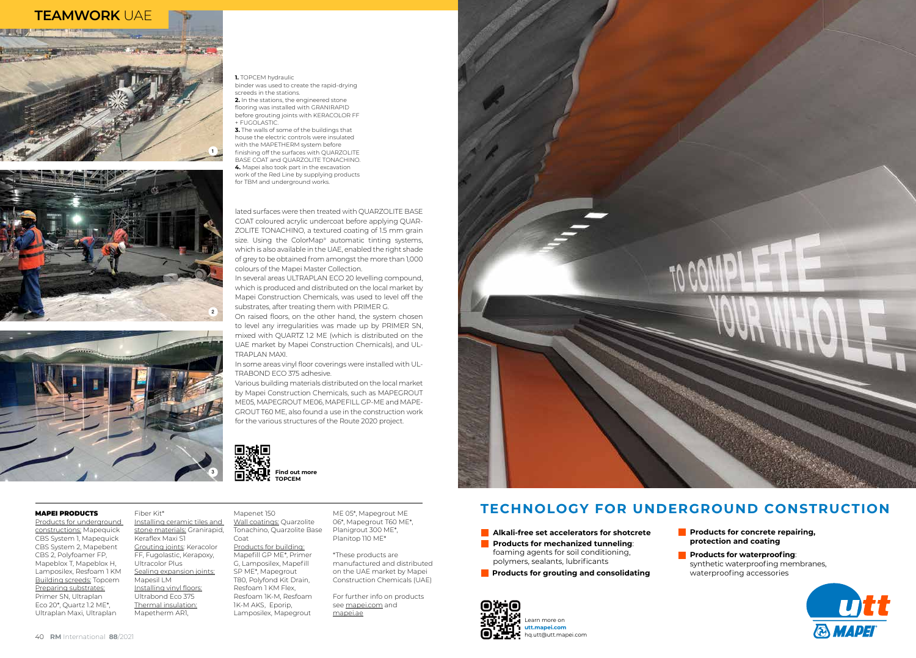**1.** TOPCEM hydraulic binder was used to create the rapid-drying screeds in the stations.
**2.** In the stations, the engineered stone flooring was installed with GRANIRAPID before grouting joints with KERACOLOR FF + FUGOLASTIC.
**3.** The walls of some of the buildings that house the electric controls were insulated with the MAPETHERM system before finishing off the surfaces with QUARZOLITE BASE COAT and QUARZOLITE TONACHINO.
**4.** Mapei also took part in the excavation work of the Red Line by supplying products for TBM and underground works.

lated surfaces were then treated with QUARZOLITE BASE COAT coloured acrylic undercoat before applying QUARZOLITE TONACHINO, a textured coating of 1.5 mm grain size. Using the ColorMap® automatic tinting systems, which is also available in the UAE, enabled the right shade of grey to be obtained from amongst the more than 1,000 colours of the Mapei Master Collection.

In several areas ULTRAPLAN ECO 20 levelling compound, which is produced and distributed on the local market by Mapei Construction Chemicals, was used to level off the substrates, after treating them with PRIMER G.

On raised floors, on the other hand, the system chosen to level any irregularities was made up by PRIMER SN, mixed with QUARTZ 1.2 ME (which is distributed on the UAE market by Mapei Construction Chemicals), and ULTRAPLAN MAXI.

In some areas vinyl floor coverings were installed with ULTRABOND ECO 375 adhesive.

Various building materials distributed on the local market by Mapei Construction Chemicals, such as MAPEGROUT ME05, MAPEGROUT ME06, MAPEFILL GP-ME and MAPEGROUT T60 ME, also found a use in the construction work for the various structures of the Route 2020 project.

**Find out more TOPCEM**

### MAPEI PRODUCTS

Products for underground constructions: Mapequick CBS System 1, Mapequick CBS System 2, Mapebent CBS 2, Polyfoamer FP, Mapeblox T, Mapeblox H, Lamposilex, Resfoam 1 KM
Building screeds: Topcem
Preparing substrates: Primer SN, Ultraplan Eco 20*, Quartz 1.2 ME*, Ultraplan Maxi, Ultraplan Fiber Kit*
Installing ceramic tiles and stone materials: Granirapid, Keraflex Maxi S1
Grouting joints: Keracolor FF, Fugolastic, Kerapoxy, Ultracolor Plus
Sealing expansion joints: Mapesil LM
Installing vinyl floors: Ultrabond Eco 375
Thermal insulation: Mapetherm AR1, Mapenet 150
Wall coatings: Quarzolite Tonachino, Quarzolite Base Coat
Products for building: Mapefill GP ME*, Primer G, Lamposilex, Mapefill SP ME*, Mapegrout T80, Polyfond Kit Drain, Resfoam 1 KM Flex, Resfoam 1K-M, Resfoam 1K-M AKS, Eporip, Lamposilex, Mapegrout ME 05*, Mapegrout ME 06*, Mapegrout T60 ME*, Planigrout 300 ME*, Planitop 110 ME*

*These products are manufactured and distributed on the UAE market by Mapei Construction Chemicals (UAE)

For further info on products see mapei.com and mapei.ae

## TECHNOLOGY FOR UNDERGROUND CONSTRUCTION

- **Alkali-free set accelerators for shotcrete**
- **Products for mechanized tunneling**: foaming agents for soil conditioning, polymers, sealants, lubrificants
- **Products for grouting and consolidating**
- **Products for concrete repairing, protection and coating**
- **Products for waterproofing**: synthetic waterproofing membranes, waterproofing accessories

Learn more on **utt.mapei.com**
hq.utt@utt.mapei.com